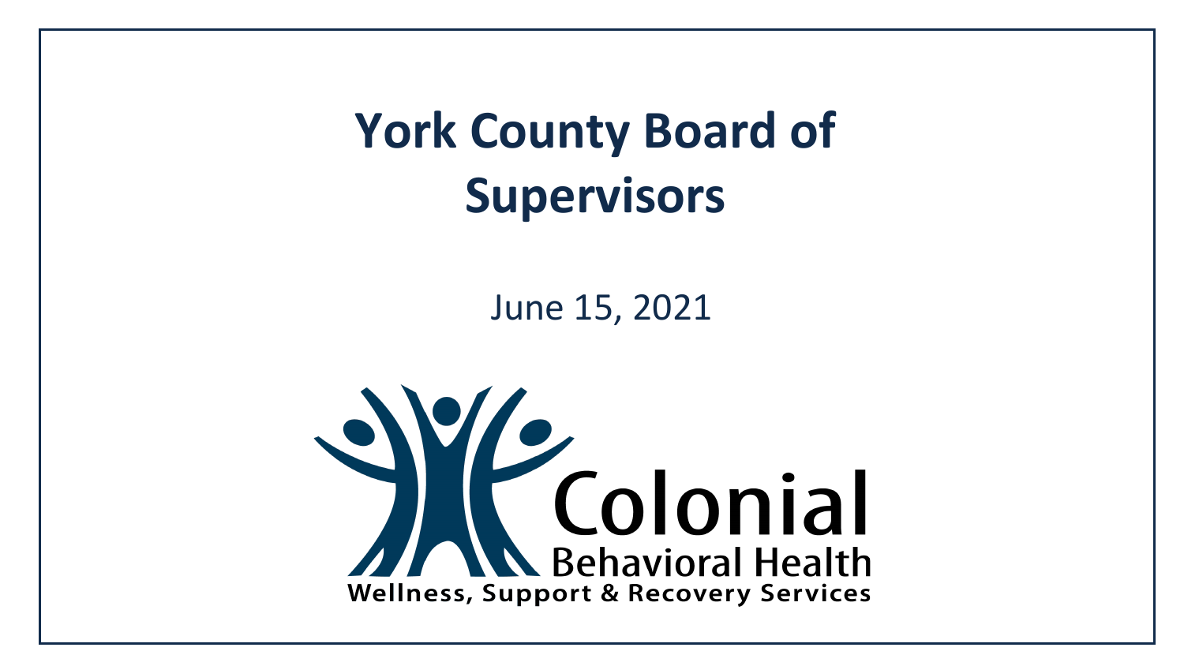# York County Board of Supervisors

June 15, 2021

Colonial
Behavioral Health
Wellness, Support & Recovery Services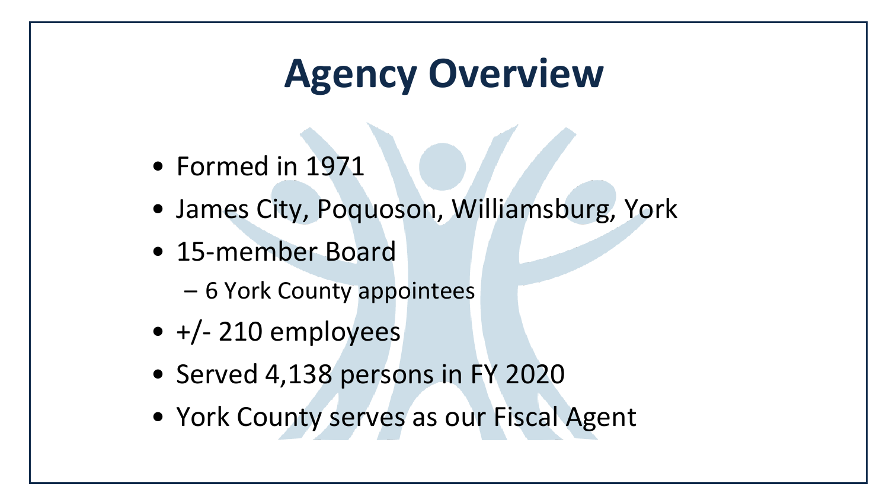# Agency Overview

- Formed in 1971
- James City, Poquoson, Williamsburg, York
- 15-member Board
  - 6 York County appointees
- +/- 210 employees
- Served 4,138 persons in FY 2020
- York County serves as our Fiscal Agent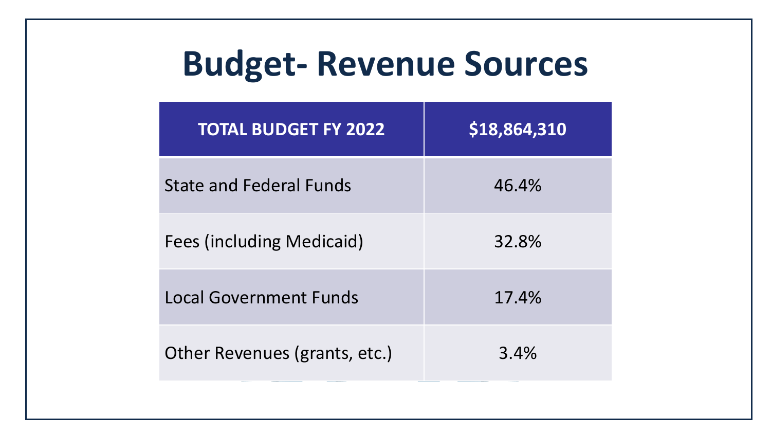# Budget- Revenue Sources

| TOTAL BUDGET FY 2022 | $18,864,310 |
|---|---|
| State and Federal Funds | 46.4% |
| Fees (including Medicaid) | 32.8% |
| Local Government Funds | 17.4% |
| Other Revenues (grants, etc.) | 3.4% |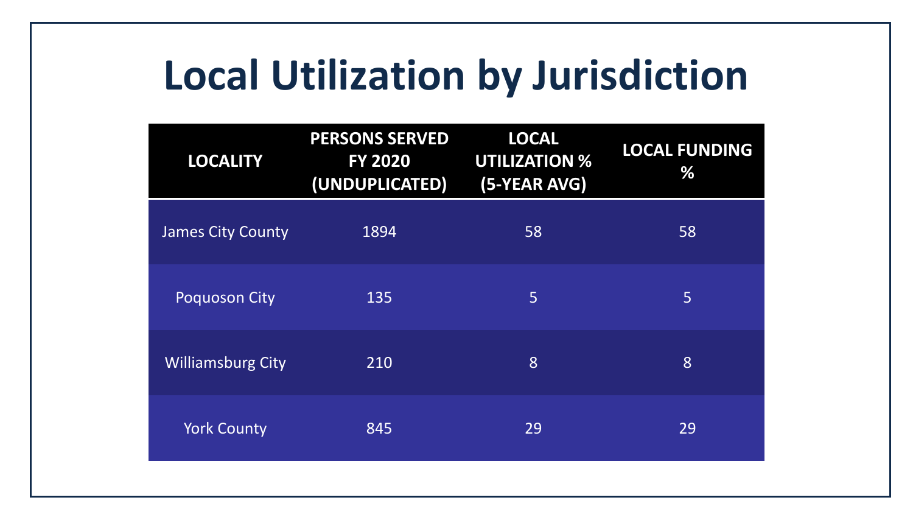# Local Utilization by Jurisdiction

| LOCALITY | PERSONS SERVED FY 2020 (UNDUPLICATED) | LOCAL UTILIZATION % (5-YEAR AVG) | LOCAL FUNDING % |
|---|---|---|---|
| James City County | 1894 | 58 | 58 |
| Poquoson City | 135 | 5 | 5 |
| Williamsburg City | 210 | 8 | 8 |
| York County | 845 | 29 | 29 |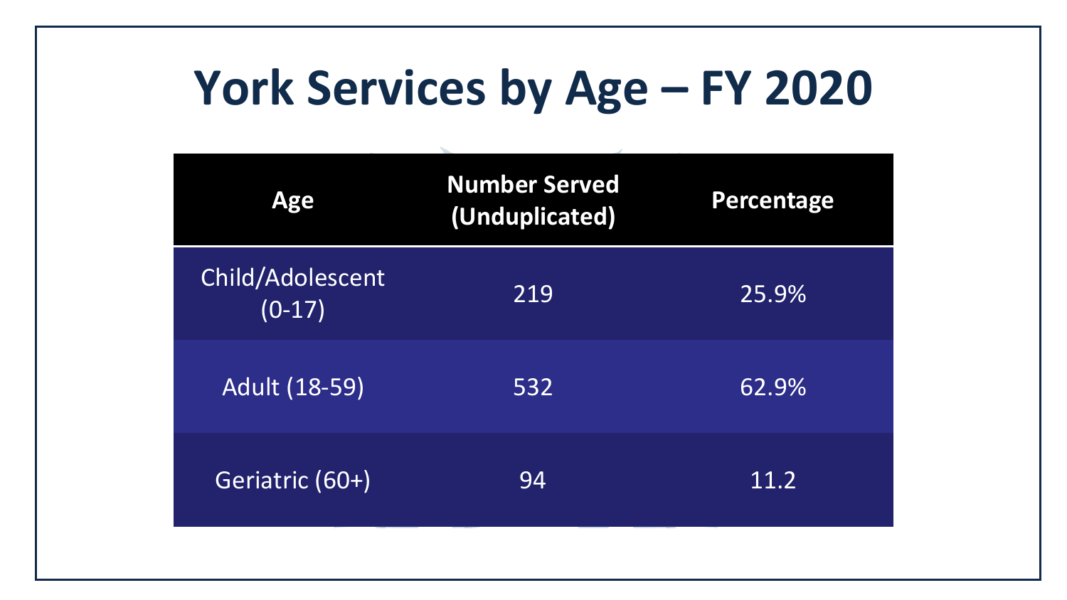# York Services by Age – FY 2020

| Age | Number Served (Unduplicated) | Percentage |
| --- | --- | --- |
| Child/Adolescent (0-17) | 219 | 25.9% |
| Adult (18-59) | 532 | 62.9% |
| Geriatric (60+) | 94 | 11.2 |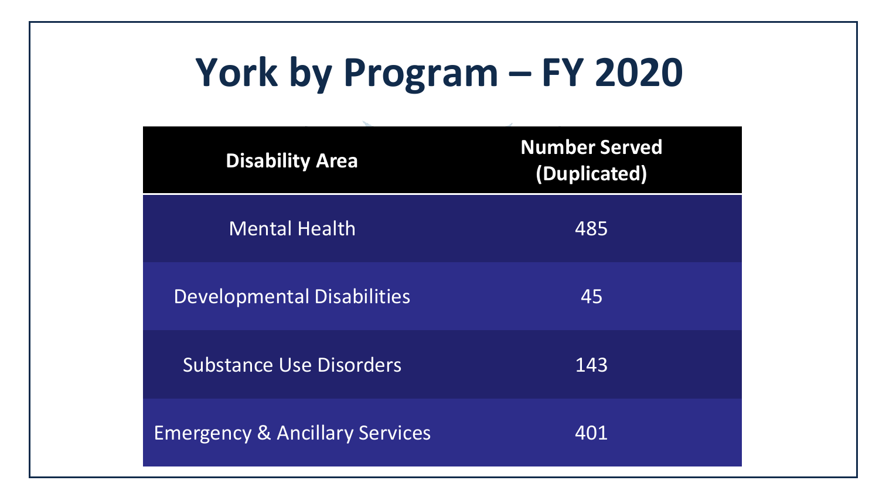# York by Program – FY 2020

| Disability Area | Number Served (Duplicated) |
|---|---|
| Mental Health | 485 |
| Developmental Disabilities | 45 |
| Substance Use Disorders | 143 |
| Emergency & Ancillary Services | 401 |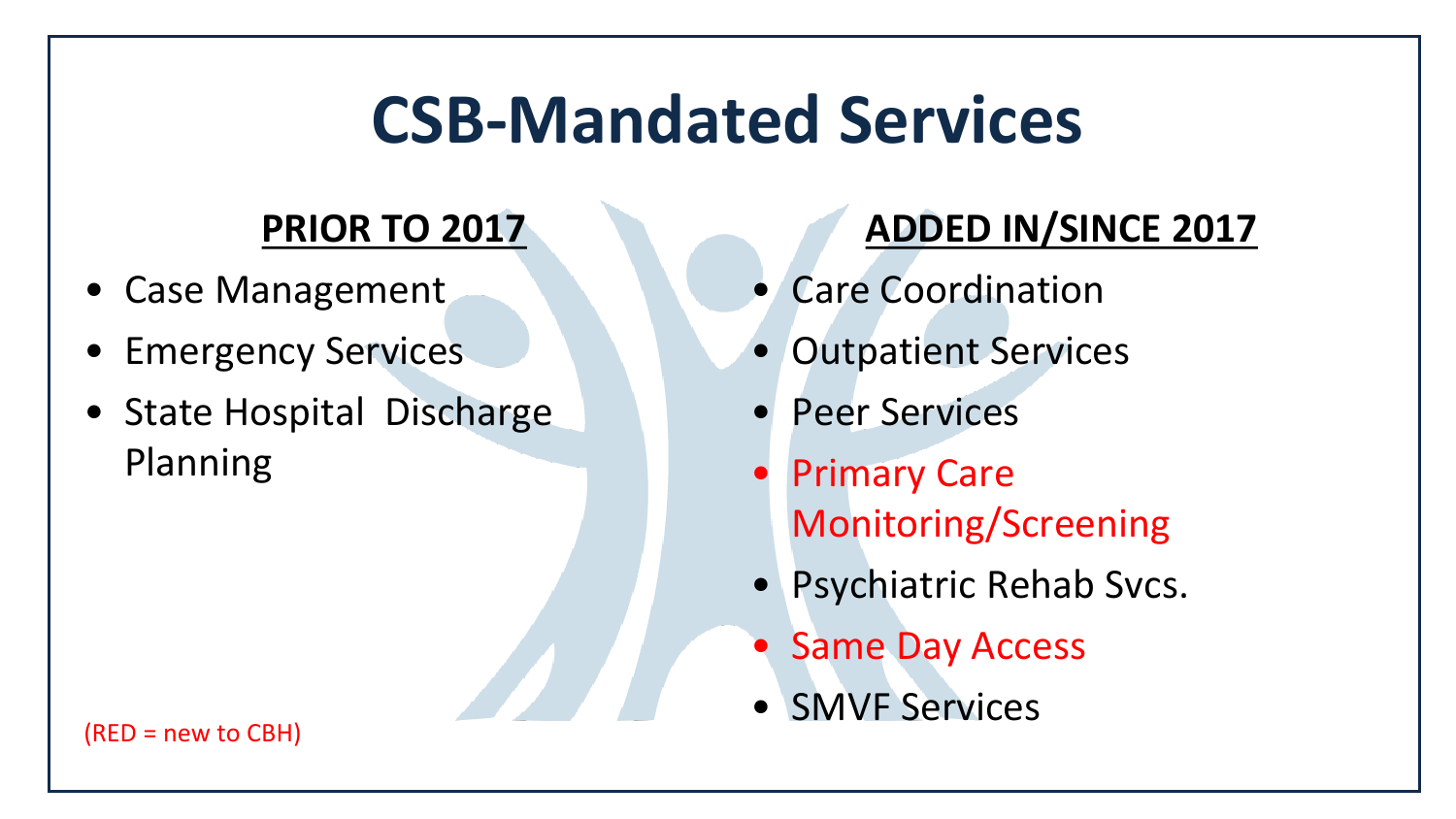# CSB-Mandated Services

## PRIOR TO 2017

- Case Management
- Emergency Services
- State Hospital Discharge Planning

## ADDED IN/SINCE 2017

- Care Coordination
- Outpatient Services
- Peer Services
- Primary Care Monitoring/Screening
- Psychiatric Rehab Svcs.
- Same Day Access
- SMVF Services

(RED = new to CBH)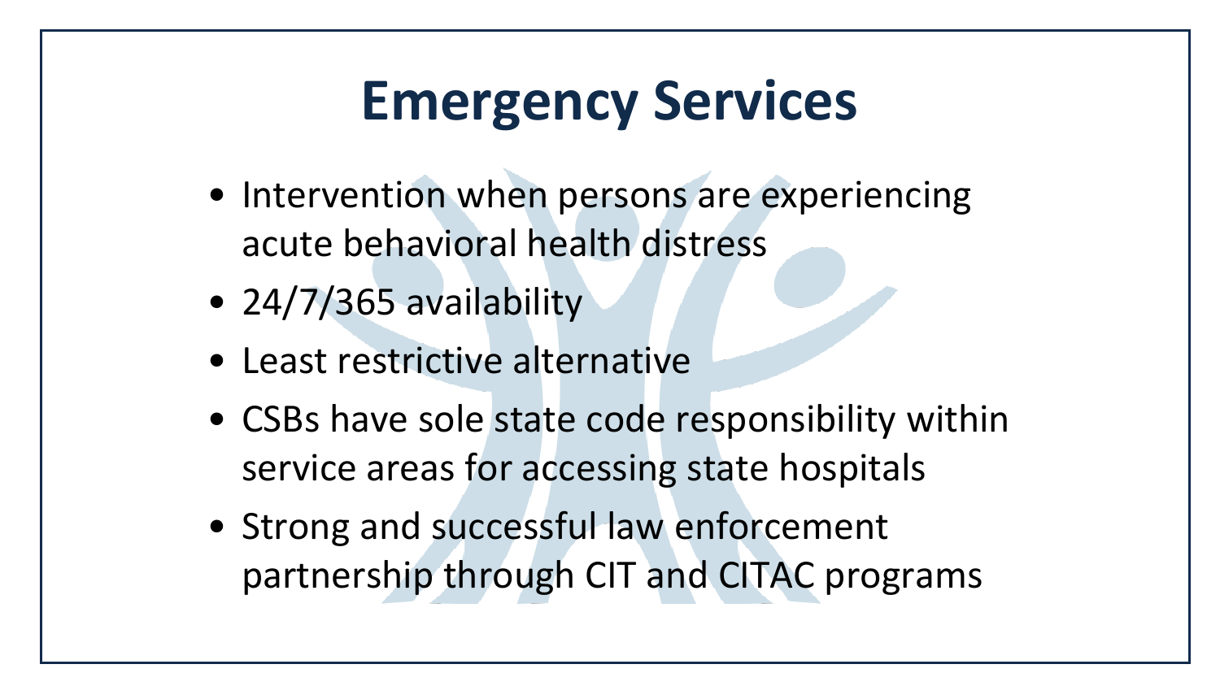# Emergency Services

- Intervention when persons are experiencing acute behavioral health distress
- 24/7/365 availability
- Least restrictive alternative
- CSBs have sole state code responsibility within service areas for accessing state hospitals
- Strong and successful law enforcement partnership through CIT and CITAC programs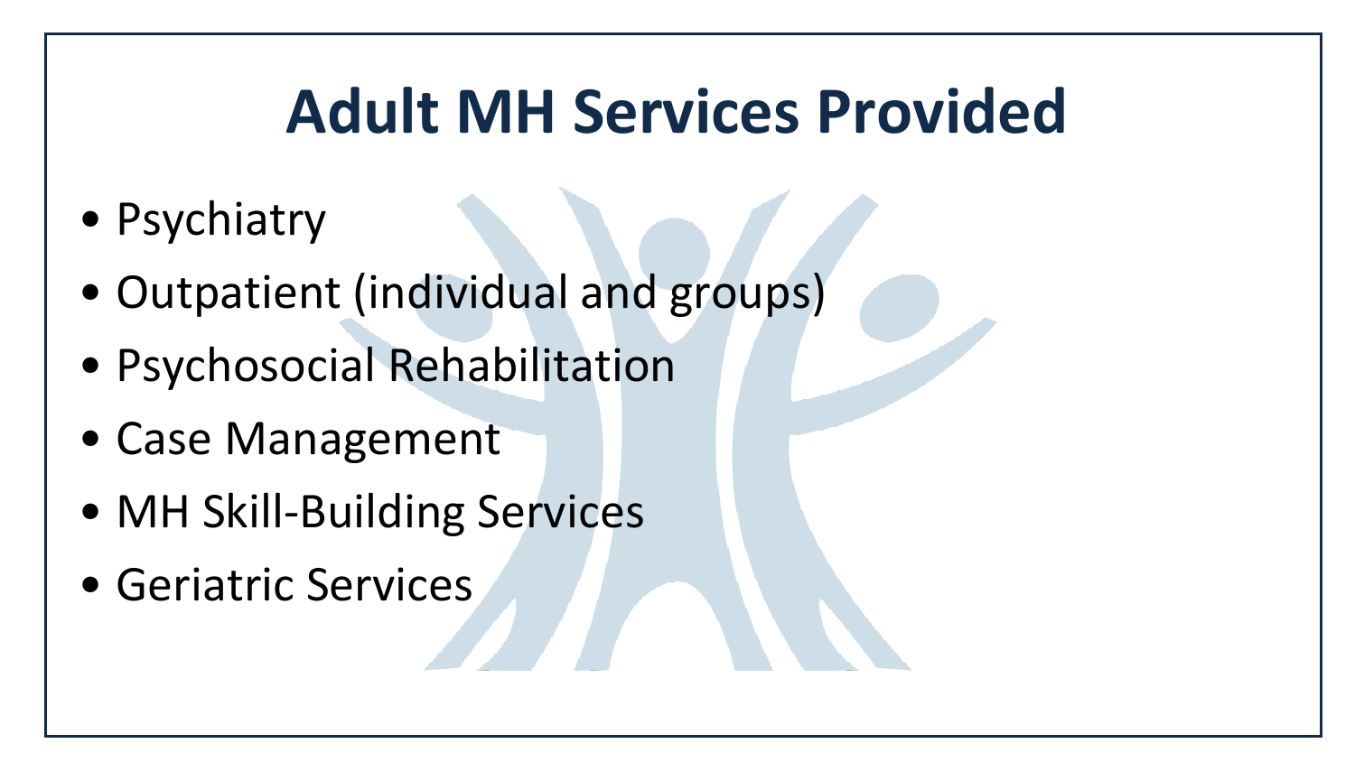# Adult MH Services Provided

- Psychiatry
- Outpatient (individual and groups)
- Psychosocial Rehabilitation
- Case Management
- MH Skill-Building Services
- Geriatric Services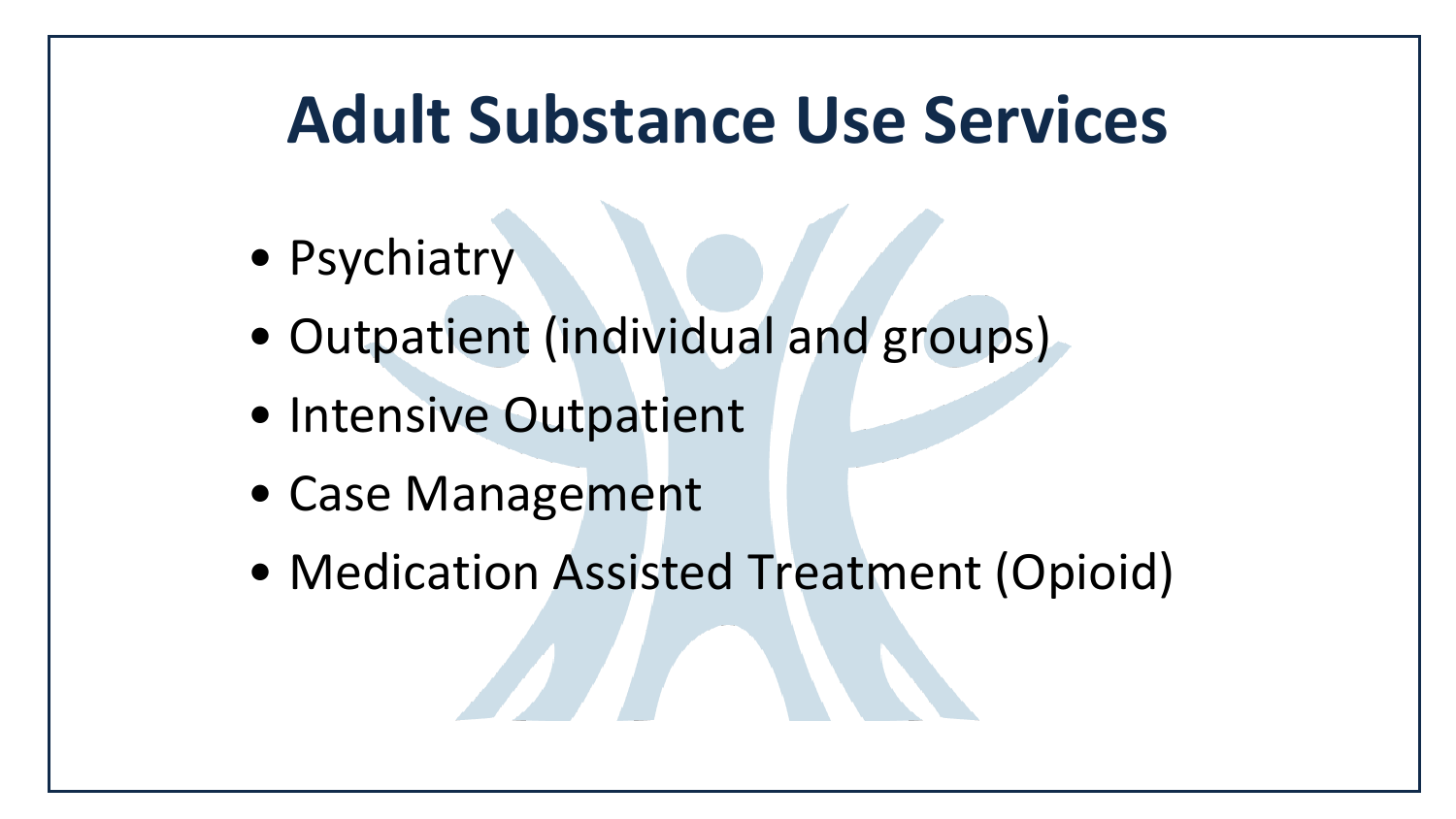# Adult Substance Use Services

- Psychiatry
- Outpatient (individual and groups)
- Intensive Outpatient
- Case Management
- Medication Assisted Treatment (Opioid)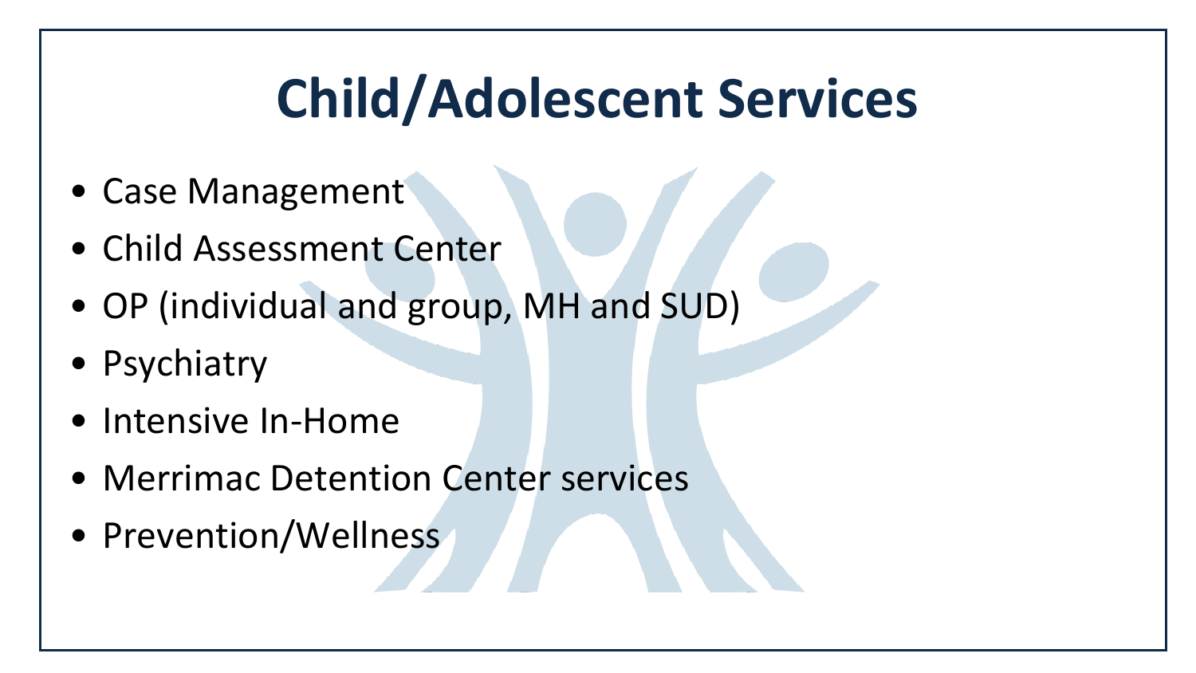# Child/Adolescent Services

- Case Management
- Child Assessment Center
- OP (individual and group, MH and SUD)
- Psychiatry
- Intensive In-Home
- Merrimac Detention Center services
- Prevention/Wellness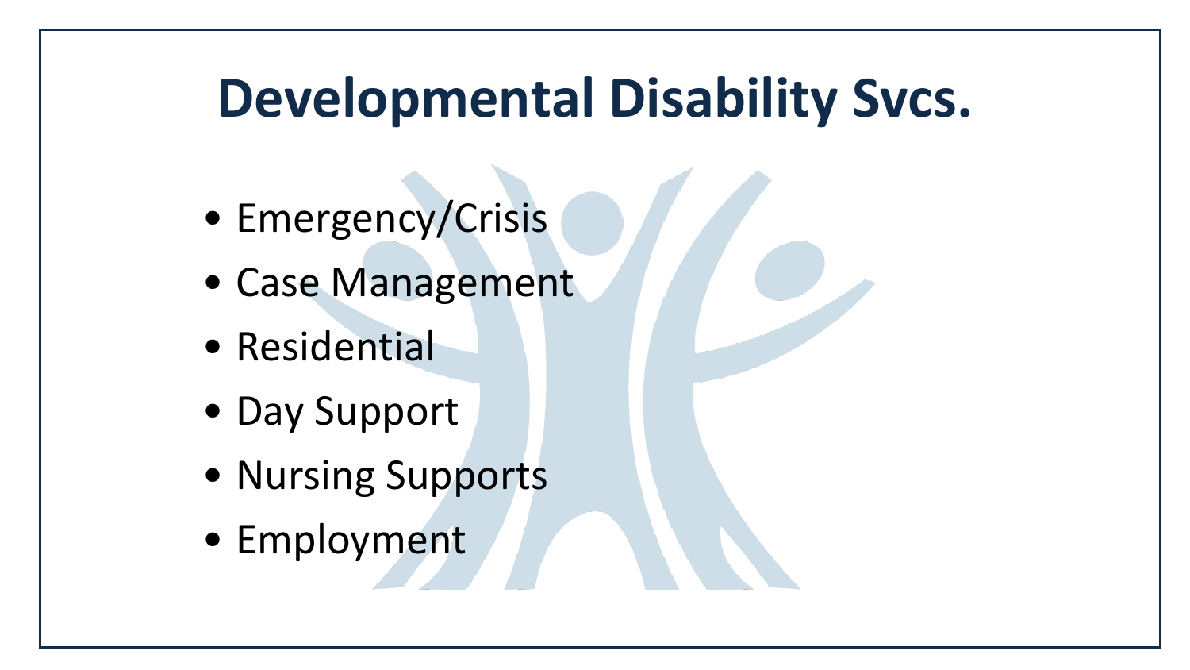# Developmental Disability Svcs.

- Emergency/Crisis
- Case Management
- Residential
- Day Support
- Nursing Supports
- Employment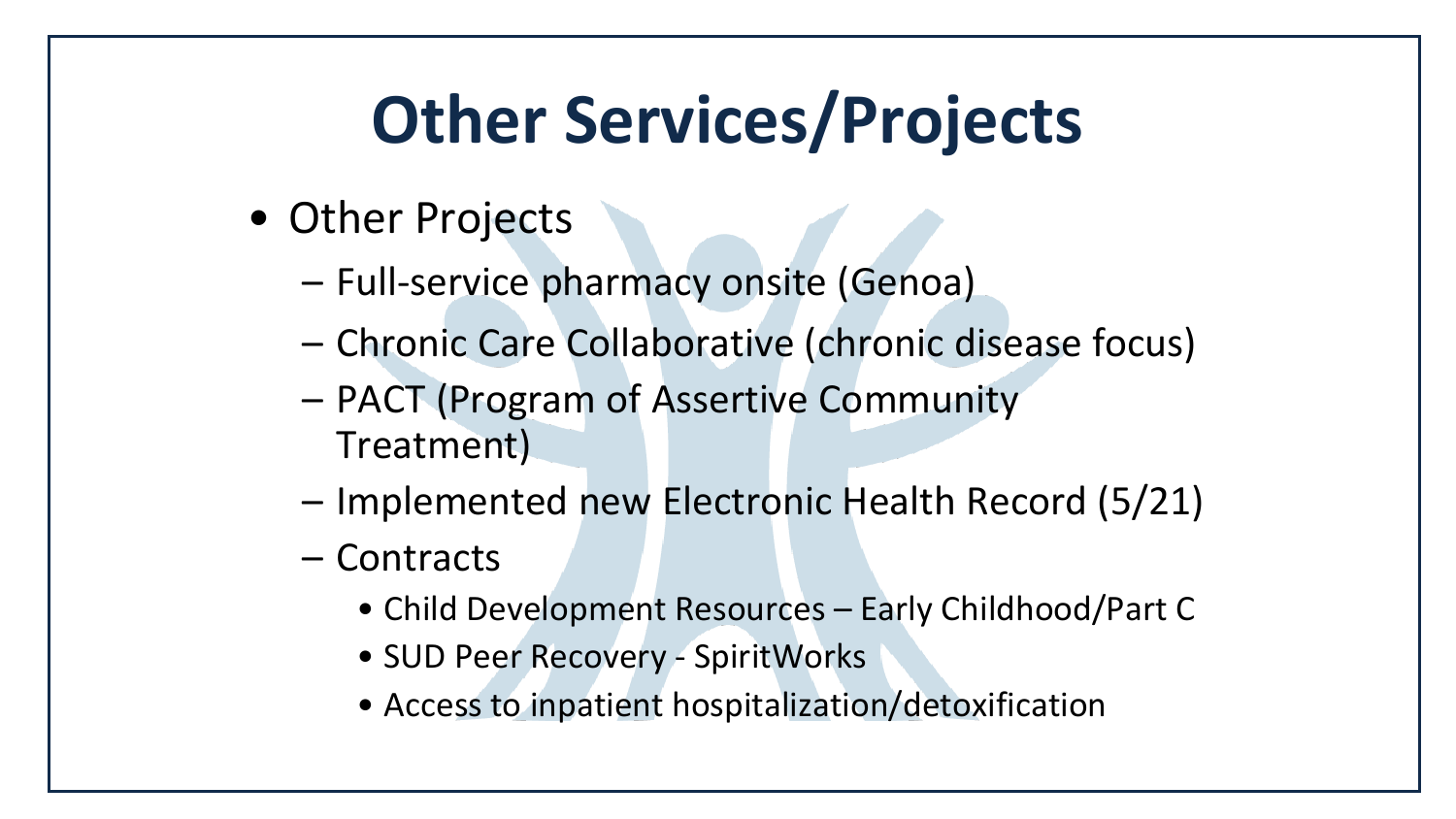# Other Services/Projects

- Other Projects
  - Full-service pharmacy onsite (Genoa)
  - Chronic Care Collaborative (chronic disease focus)
  - PACT (Program of Assertive Community Treatment)
  - Implemented new Electronic Health Record (5/21)
  - Contracts
    - Child Development Resources – Early Childhood/Part C
    - SUD Peer Recovery - SpiritWorks
    - Access to inpatient hospitalization/detoxification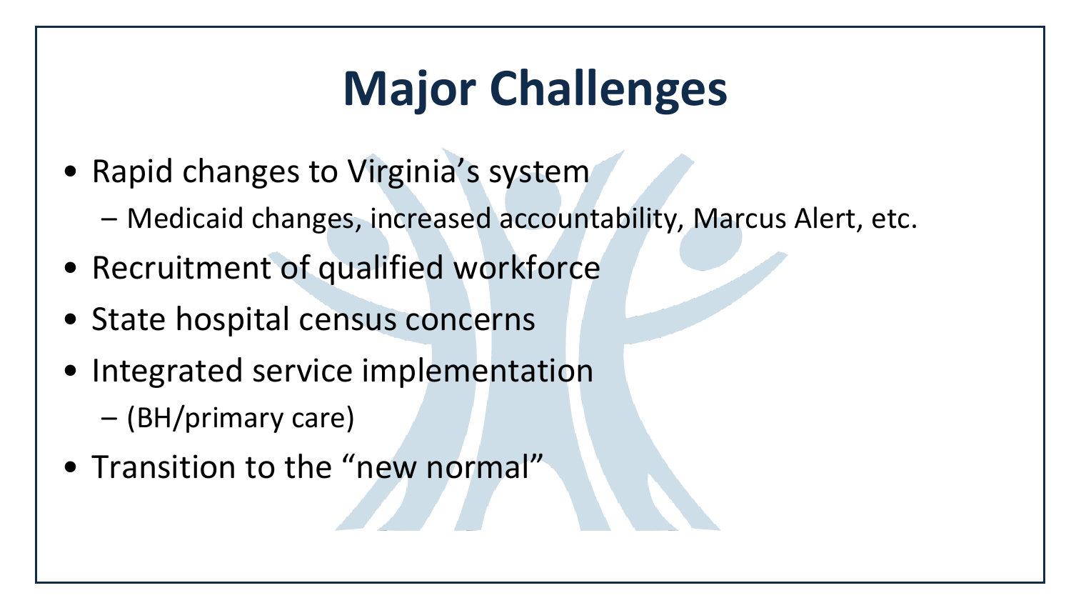# Major Challenges

- Rapid changes to Virginia's system
  - Medicaid changes, increased accountability, Marcus Alert, etc.
- Recruitment of qualified workforce
- State hospital census concerns
- Integrated service implementation
  - (BH/primary care)
- Transition to the "new normal"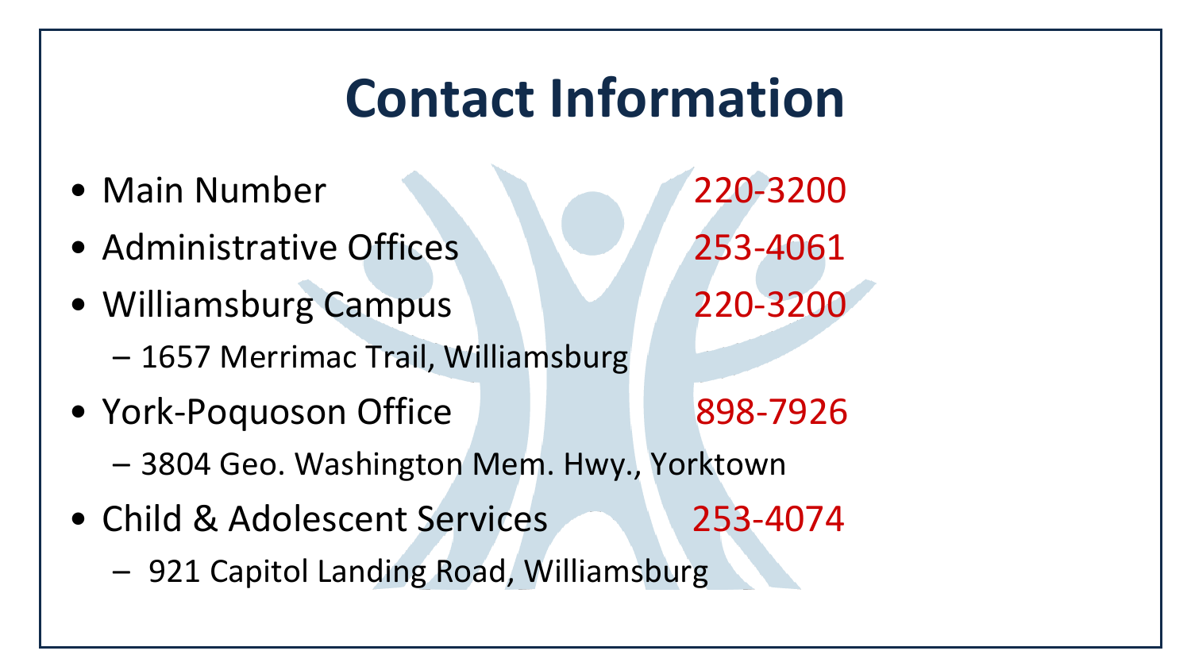# Contact Information

- Main Number 220-3200
- Administrative Offices 253-4061
- Williamsburg Campus 220-3200
  - 1657 Merrimac Trail, Williamsburg
- York-Poquoson Office 898-7926
  - 3804 Geo. Washington Mem. Hwy., Yorktown
- Child & Adolescent Services 253-4074
  - 921 Capitol Landing Road, Williamsburg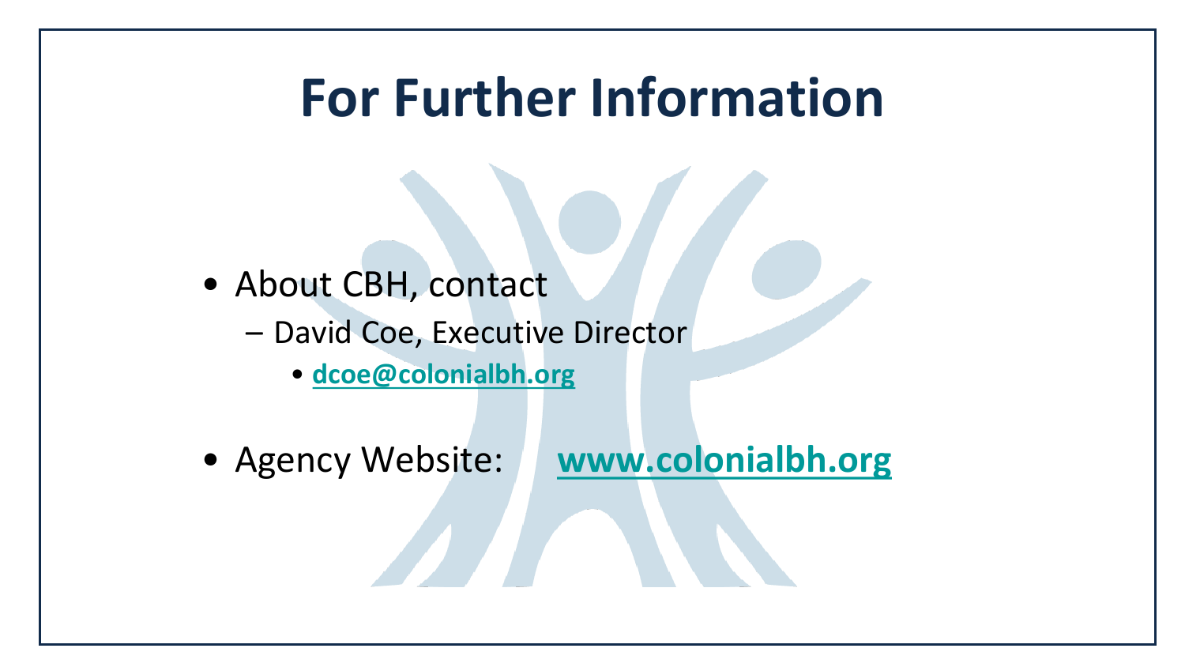# For Further Information

- About CBH, contact
  - David Coe, Executive Director
    - **dcoe@colonialbh.org**

- Agency Website: **www.colonialbh.org**